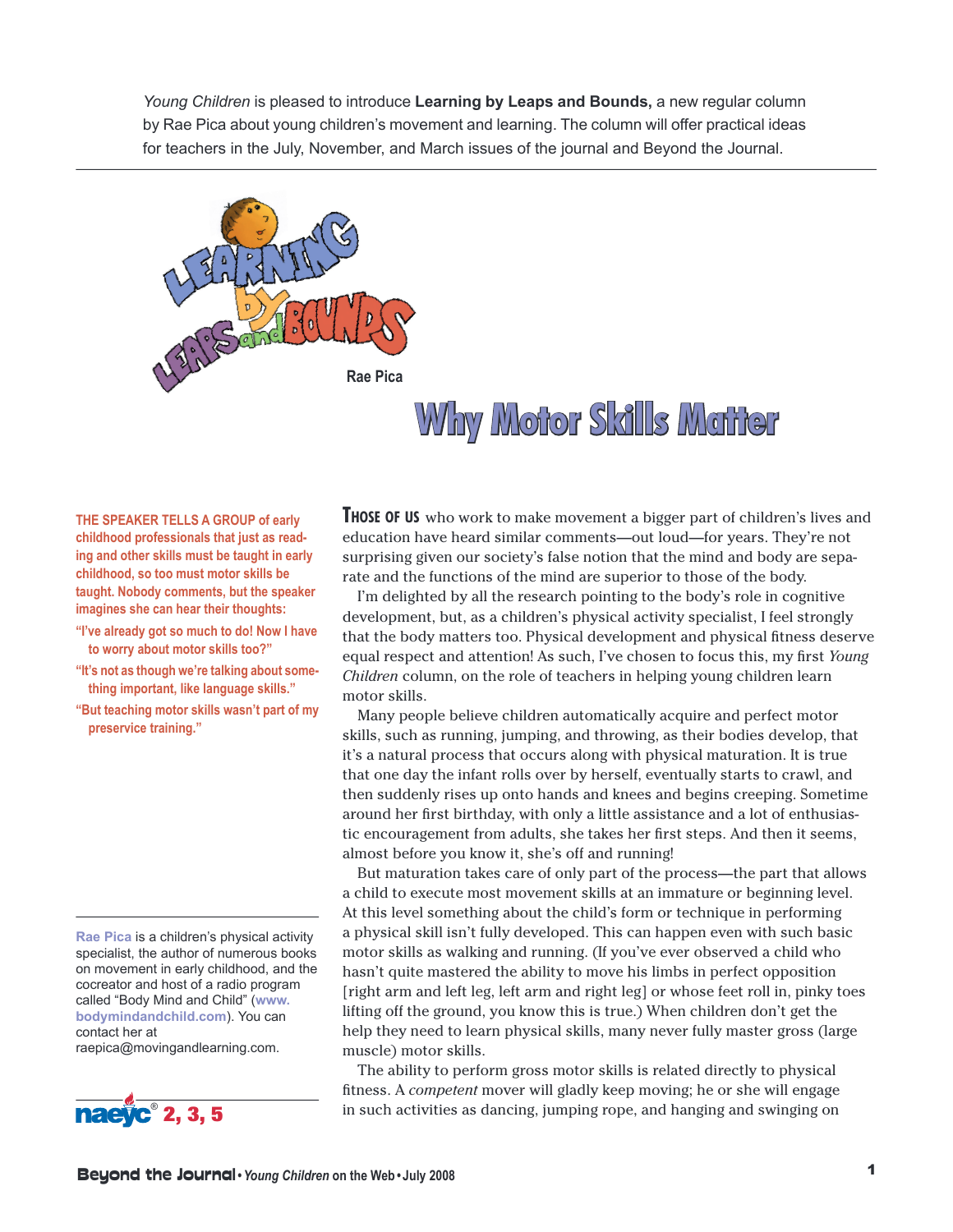*Young Children* is pleased to introduce **Learning by Leaps and Bounds,** a new regular column by Rae Pica about young children's movement and learning. The column will offer practical ideas for teachers in the July, November, and March issues of the journal and Beyond the Journal.

Learning by Leaps and Bounds

Rae Pica

# Why Motor Skills Matter

**THE SPEAKER TELLS A GROUP of early childhood professionals that just as reading and other skills must be taught in early childhood, so too must motor skills be taught. Nobody comments, but the speaker imagines she can hear their thoughts:**

**"I've already got so much to do! Now I have to worry about motor skills too?"**

**"It's not as though we're talking about something important, like language skills."**

**"But teaching motor skills wasn't part of my preservice training."**

**THOSE OF US** who work to make movement a bigger part of children's lives and education have heard similar comments—out loud—for years. They're not surprising given our society's false notion that the mind and body are separate and the functions of the mind are superior to those of the body.

I'm delighted by all the research pointing to the body's role in cognitive development, but, as a children's physical activity specialist, I feel strongly that the body matters too. Physical development and physical fitness deserve equal respect and attention! As such, I've chosen to focus this, my first *Young Children* column, on the role of teachers in helping young children learn motor skills.

Many people believe children automatically acquire and perfect motor skills, such as running, jumping, and throwing, as their bodies develop, that it's a natural process that occurs along with physical maturation. It is true that one day the infant rolls over by herself, eventually starts to crawl, and then suddenly rises up onto hands and knees and begins creeping. Sometime around her first birthday, with only a little assistance and a lot of enthusiastic encouragement from adults, she takes her first steps. And then it seems, almost before you know it, she's off and running!

But maturation takes care of only part of the process—the part that allows a child to execute most movement skills at an immature or beginning level. At this level something about the child's form or technique in performing a physical skill isn't fully developed. This can happen even with such basic motor skills as walking and running. (If you've ever observed a child who hasn't quite mastered the ability to move his limbs in perfect opposition [right arm and left leg, left arm and right leg] or whose feet roll in, pinky toes lifting off the ground, you know this is true.) When children don't get the help they need to learn physical skills, many never fully master gross (large muscle) motor skills.

The ability to perform gross motor skills is related directly to physical fitness. A *competent* mover will gladly keep moving; he or she will engage in such activities as dancing, jumping rope, and hanging and swinging on

---

**Rae Pica** is a children's physical activity specialist, the author of numerous books on movement in early childhood, and the cocreator and host of a radio program called "Body Mind and Child" (www.bodymindandchild.com). You can contact her at raepica@movingandlearning.com.

naeyc® 2, 3, 5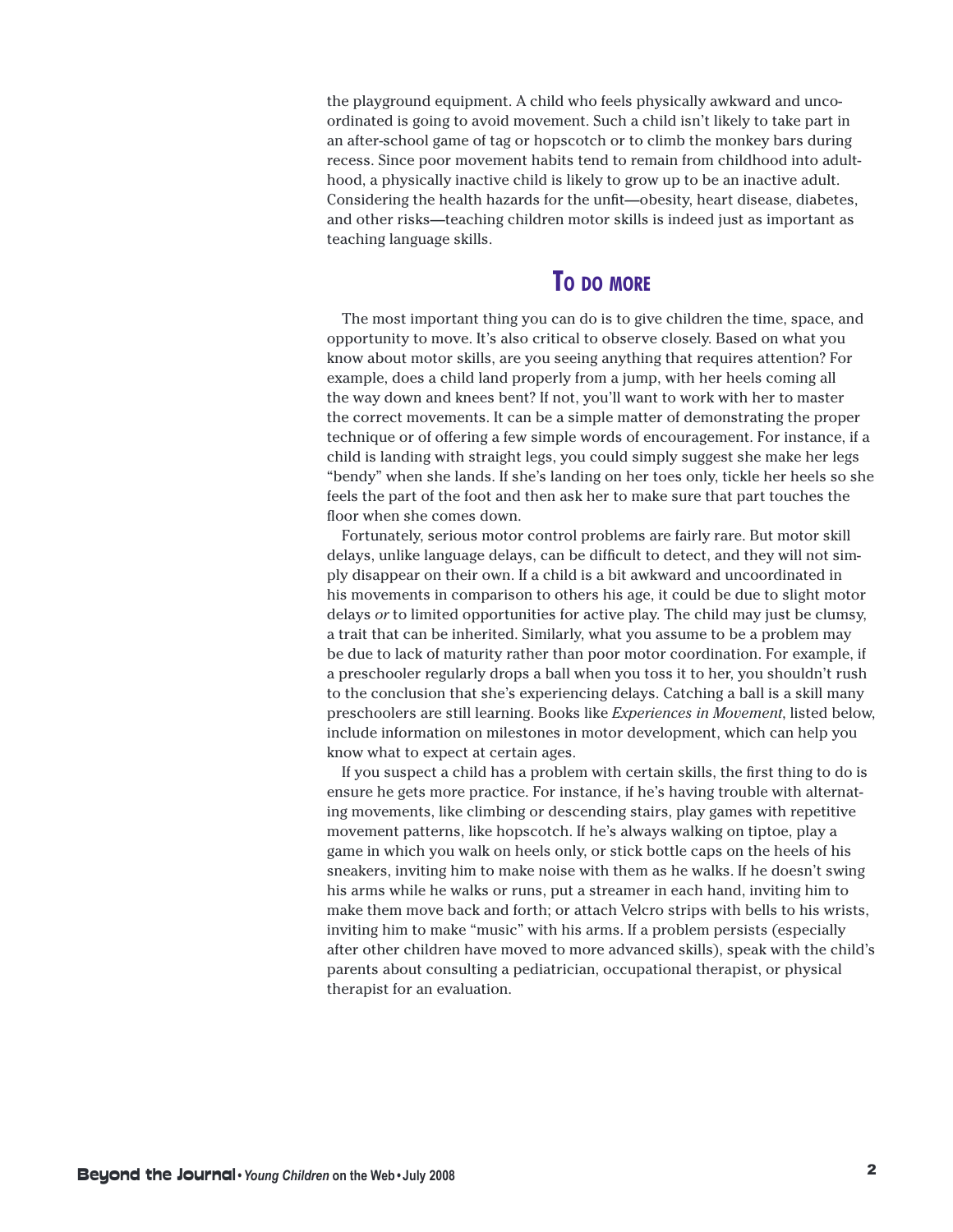the playground equipment. A child who feels physically awkward and uncoordinated is going to avoid movement. Such a child isn't likely to take part in an after-school game of tag or hopscotch or to climb the monkey bars during recess. Since poor movement habits tend to remain from childhood into adulthood, a physically inactive child is likely to grow up to be an inactive adult. Considering the health hazards for the unfit—obesity, heart disease, diabetes, and other risks—teaching children motor skills is indeed just as important as teaching language skills.

## To do more

The most important thing you can do is to give children the time, space, and opportunity to move. It's also critical to observe closely. Based on what you know about motor skills, are you seeing anything that requires attention? For example, does a child land properly from a jump, with her heels coming all the way down and knees bent? If not, you'll want to work with her to master the correct movements. It can be a simple matter of demonstrating the proper technique or of offering a few simple words of encouragement. For instance, if a child is landing with straight legs, you could simply suggest she make her legs "bendy" when she lands. If she's landing on her toes only, tickle her heels so she feels the part of the foot and then ask her to make sure that part touches the floor when she comes down.

Fortunately, serious motor control problems are fairly rare. But motor skill delays, unlike language delays, can be difficult to detect, and they will not simply disappear on their own. If a child is a bit awkward and uncoordinated in his movements in comparison to others his age, it could be due to slight motor delays *or* to limited opportunities for active play. The child may just be clumsy, a trait that can be inherited. Similarly, what you assume to be a problem may be due to lack of maturity rather than poor motor coordination. For example, if a preschooler regularly drops a ball when you toss it to her, you shouldn't rush to the conclusion that she's experiencing delays. Catching a ball is a skill many preschoolers are still learning. Books like *Experiences in Movement*, listed below, include information on milestones in motor development, which can help you know what to expect at certain ages.

If you suspect a child has a problem with certain skills, the first thing to do is ensure he gets more practice. For instance, if he's having trouble with alternating movements, like climbing or descending stairs, play games with repetitive movement patterns, like hopscotch. If he's always walking on tiptoe, play a game in which you walk on heels only, or stick bottle caps on the heels of his sneakers, inviting him to make noise with them as he walks. If he doesn't swing his arms while he walks or runs, put a streamer in each hand, inviting him to make them move back and forth; or attach Velcro strips with bells to his wrists, inviting him to make "music" with his arms. If a problem persists (especially after other children have moved to more advanced skills), speak with the child's parents about consulting a pediatrician, occupational therapist, or physical therapist for an evaluation.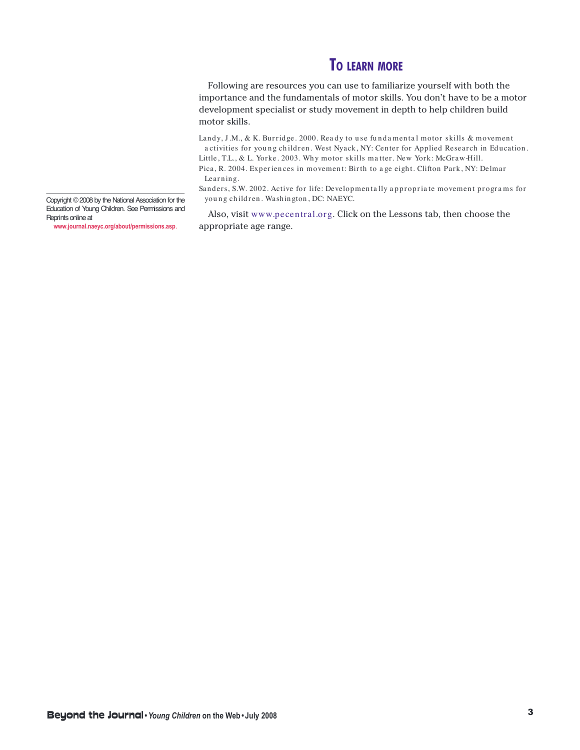## To learn more

Following are resources you can use to familiarize yourself with both the importance and the fundamentals of motor skills. You don't have to be a motor development specialist or study movement in depth to help children build motor skills.

Landy, J.M., & K. Burridge. 2000. Ready to use fundamental motor skills & movement activities for young children. West Nyack, NY: Center for Applied Research in Education.

Little, T.L., & L. Yorke. 2003. Why motor skills matter. New York: McGraw-Hill.

Pica, R. 2004. Experiences in movement: Birth to age eight. Clifton Park, NY: Delmar Learning.

Sanders, S.W. 2002. Active for life: Developmentally appropriate movement programs for young children. Washington, DC: NAEYC.

Also, visit www.pecentral.org. Click on the Lessons tab, then choose the appropriate age range.

Copyright © 2008 by the National Association for the Education of Young Children. See Permissions and Reprints online at www.journal.naeyc.org/about/permissions.asp.